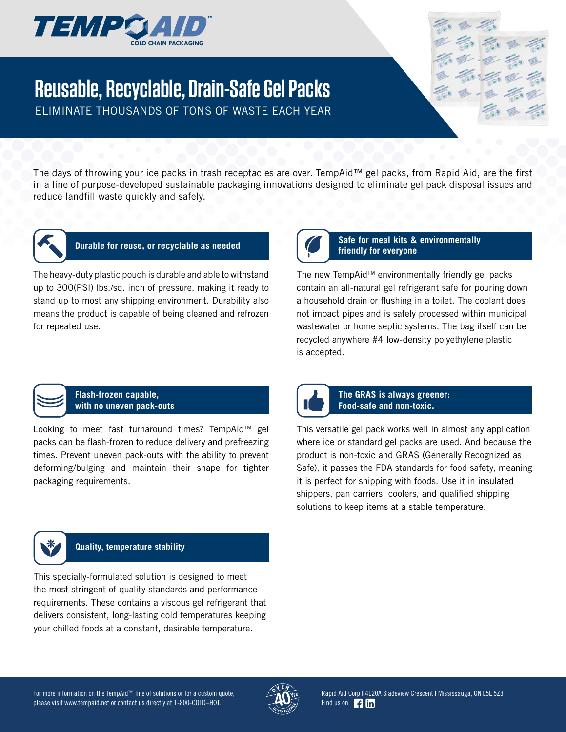TEMPAID™

COLD CHAIN PACKAGING

# Reusable, Recyclable, Drain-Safe Gel Packs

ELIMINATE THOUSANDS OF TONS OF WASTE EACH YEAR

The days of throwing your ice packs in trash receptacles are over. TempAid™ gel packs, from Rapid Aid, are the first in a line of purpose-developed sustainable packaging innovations designed to eliminate gel pack disposal issues and reduce landfill waste quickly and safely.

### Durable for reuse, or recyclable as needed

The heavy-duty plastic pouch is durable and able to withstand up to 300(PSI) lbs./sq. inch of pressure, making it ready to stand up to most any shipping environment. Durability also means the product is capable of being cleaned and refrozen for repeated use.

### Safe for meal kits & environmentally friendly for everyone

The new TempAid™ environmentally friendly gel packs contain an all-natural gel refrigerant safe for pouring down a household drain or flushing in a toilet. The coolant does not impact pipes and is safely processed within municipal wastewater or home septic systems. The bag itself can be recycled anywhere #4 low-density polyethylene plastic is accepted.

### Flash-frozen capable, with no uneven pack-outs

Looking to meet fast turnaround times? TempAid™ gel packs can be flash-frozen to reduce delivery and prefreezing times. Prevent uneven pack-outs with the ability to prevent deforming/bulging and maintain their shape for tighter packaging requirements.

### The GRAS is always greener: Food-safe and non-toxic.

This versatile gel pack works well in almost any application where ice or standard gel packs are used. And because the product is non-toxic and GRAS (Generally Recognized as Safe), it passes the FDA standards for food safety, meaning it is perfect for shipping with foods. Use it in insulated shippers, pan carriers, coolers, and qualified shipping solutions to keep items at a stable temperature.

### Quality, temperature stability

This specially-formulated solution is designed to meet the most stringent of quality standards and performance requirements. These contains a viscous gel refrigerant that delivers consistent, long-lasting cold temperatures keeping your chilled foods at a constant, desirable temperature.

For more information on the TempAid™ line of solutions or for a custom quote, please visit www.tempaid.net or contact us directly at 1-800-COLD–HOT.

OVER 40 Yrs OF EXCELLENCE

Rapid Aid Corp | 4120A Sladeview Crescent | Mississauga, ON L5L 5Z3
Find us on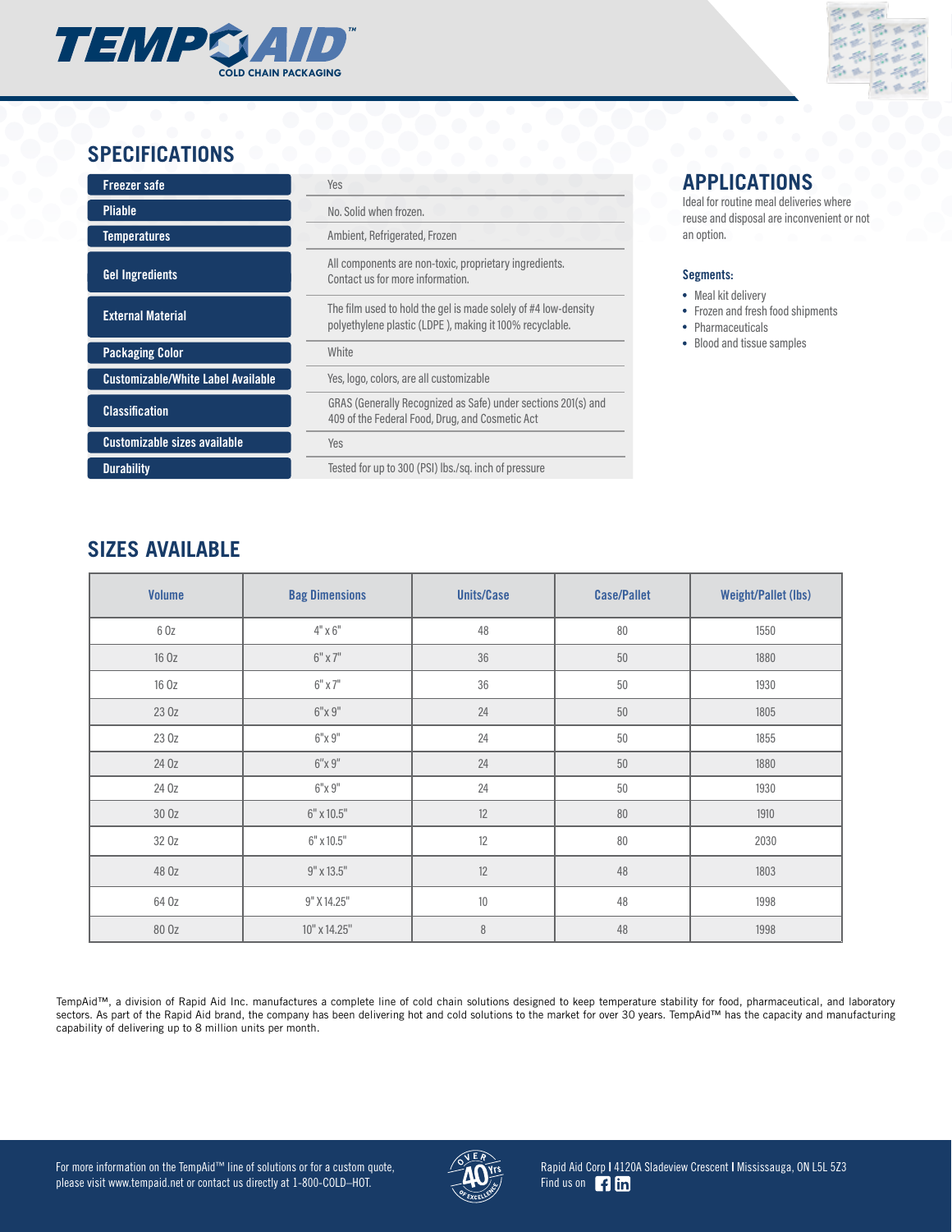TEMPAID™
COLD CHAIN PACKAGING

## SPECIFICATIONS

| | |
|---|---|
| Freezer safe | Yes |
| Pliable | No. Solid when frozen. |
| Temperatures | Ambient, Refrigerated, Frozen |
| Gel Ingredients | All components are non-toxic, proprietary ingredients. Contact us for more information. |
| External Material | The film used to hold the gel is made solely of #4 low-density polyethylene plastic (LDPE ), making it 100% recyclable. |
| Packaging Color | White |
| Customizable/White Label Available | Yes, logo, colors, are all customizable |
| Classification | GRAS (Generally Recognized as Safe) under sections 201(s) and 409 of the Federal Food, Drug, and Cosmetic Act |
| Customizable sizes available | Yes |
| Durability | Tested for up to 300 (PSI) lbs./sq. inch of pressure |

## APPLICATIONS

Ideal for routine meal deliveries where reuse and disposal are inconvenient or not an option.

### Segments:

- Meal kit delivery
- Frozen and fresh food shipments
- Pharmaceuticals
- Blood and tissue samples

## SIZES AVAILABLE

| Volume | Bag Dimensions | Units/Case | Case/Pallet | Weight/Pallet (lbs) |
|---|---|---|---|---|
| 6 Oz | 4" x 6" | 48 | 80 | 1550 |
| 16 Oz | 6" x 7" | 36 | 50 | 1880 |
| 16 Oz | 6" x 7" | 36 | 50 | 1930 |
| 23 Oz | 6"x 9" | 24 | 50 | 1805 |
| 23 Oz | 6"x 9" | 24 | 50 | 1855 |
| 24 Oz | 6"x 9" | 24 | 50 | 1880 |
| 24 Oz | 6"x 9" | 24 | 50 | 1930 |
| 30 Oz | 6" x 10.5" | 12 | 80 | 1910 |
| 32 Oz | 6" x 10.5" | 12 | 80 | 2030 |
| 48 Oz | 9" x 13.5" | 12 | 48 | 1803 |
| 64 Oz | 9" X 14.25" | 10 | 48 | 1998 |
| 80 Oz | 10" x 14.25" | 8 | 48 | 1998 |

TempAid™, a division of Rapid Aid Inc. manufactures a complete line of cold chain solutions designed to keep temperature stability for food, pharmaceutical, and laboratory sectors. As part of the Rapid Aid brand, the company has been delivering hot and cold solutions to the market for over 30 years. TempAid™ has the capacity and manufacturing capability of delivering up to 8 million units per month.

For more information on the TempAid™ line of solutions or for a custom quote, please visit www.tempaid.net or contact us directly at 1-800-COLD–HOT.

OVER 40 Yrs OF EXCELLENCE

Rapid Aid Corp | 4120A Sladeview Crescent | Mississauga, ON L5L 5Z3
Find us on